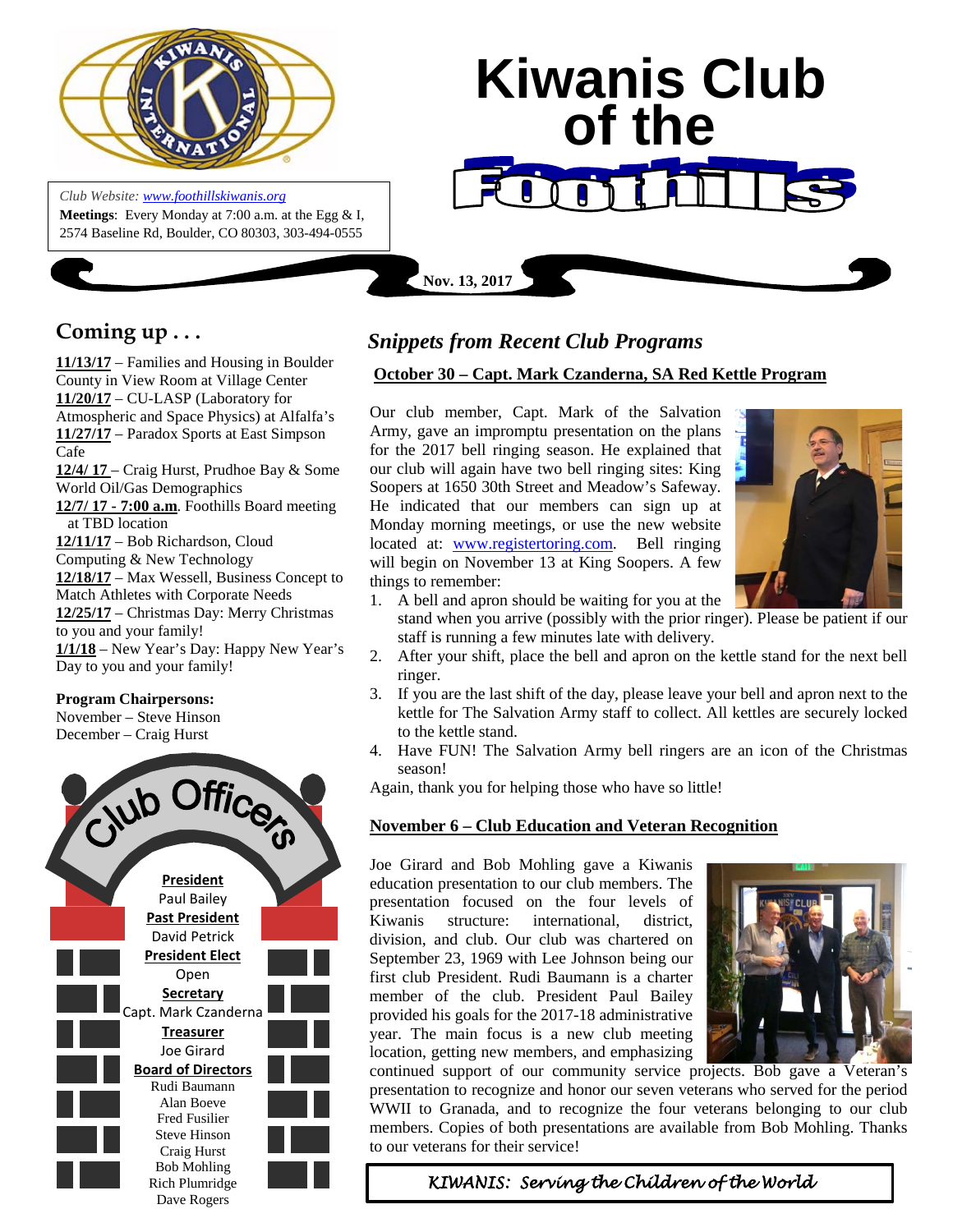# Kiwanis Club of the Foothills

*Club Website: www.foothillskiwanis.org*
**Meetings**: Every Monday at 7:00 a.m. at the Egg & I, 2574 Baseline Rd, Boulder, CO 80303, 303-494-0555

**Nov. 13, 2017**

## Coming up . . .

**11/13/17** – Families and Housing in Boulder County in View Room at Village Center
**11/20/17** – CU-LASP (Laboratory for Atmospheric and Space Physics) at Alfalfa's
**11/27/17** – Paradox Sports at East Simpson Cafe
**12/4/ 17** – Craig Hurst, Prudhoe Bay & Some World Oil/Gas Demographics
**12/7/ 17 - 7:00 a.m**. Foothills Board meeting at TBD location
**12/11/17** – Bob Richardson, Cloud Computing & New Technology
**12/18/17** – Max Wessell, Business Concept to Match Athletes with Corporate Needs
**12/25/17** – Christmas Day: Merry Christmas to you and your family!
**1/1/18** – New Year's Day: Happy New Year's Day to you and your family!

**Program Chairpersons:**
November – Steve Hinson
December – Craig Hurst

## Club Officers

**President**
Paul Bailey
**Past President**
David Petrick
**President Elect**
Open
**Secretary**
Capt. Mark Czanderna
**Treasurer**
Joe Girard
**Board of Directors**
Rudi Baumann
Alan Boeve
Fred Fusilier
Steve Hinson
Craig Hurst
Bob Mohling
Rich Plumridge
Dave Rogers

## *Snippets from Recent Club Programs*

### October 30 – Capt. Mark Czanderna, SA Red Kettle Program

Our club member, Capt. Mark of the Salvation Army, gave an impromptu presentation on the plans for the 2017 bell ringing season. He explained that our club will again have two bell ringing sites: King Soopers at 1650 30th Street and Meadow's Safeway. He indicated that our members can sign up at Monday morning meetings, or use the new website located at: www.registertoring.com. Bell ringing will begin on November 13 at King Soopers. A few things to remember:

1. A bell and apron should be waiting for you at the stand when you arrive (possibly with the prior ringer). Please be patient if our staff is running a few minutes late with delivery.
2. After your shift, place the bell and apron on the kettle stand for the next bell ringer.
3. If you are the last shift of the day, please leave your bell and apron next to the kettle for The Salvation Army staff to collect. All kettles are securely locked to the kettle stand.
4. Have FUN! The Salvation Army bell ringers are an icon of the Christmas season!

Again, thank you for helping those who have so little!

### November 6 – Club Education and Veteran Recognition

Joe Girard and Bob Mohling gave a Kiwanis education presentation to our club members. The presentation focused on the four levels of Kiwanis structure: international, district, division, and club. Our club was chartered on September 23, 1969 with Lee Johnson being our first club President. Rudi Baumann is a charter member of the club. President Paul Bailey provided his goals for the 2017-18 administrative year. The main focus is a new club meeting location, getting new members, and emphasizing continued support of our community service projects. Bob gave a Veteran's presentation to recognize and honor our seven veterans who served for the period WWII to Granada, and to recognize the four veterans belonging to our club members. Copies of both presentations are available from Bob Mohling. Thanks to our veterans for their service!

*KIWANIS: Serving the Children of the World*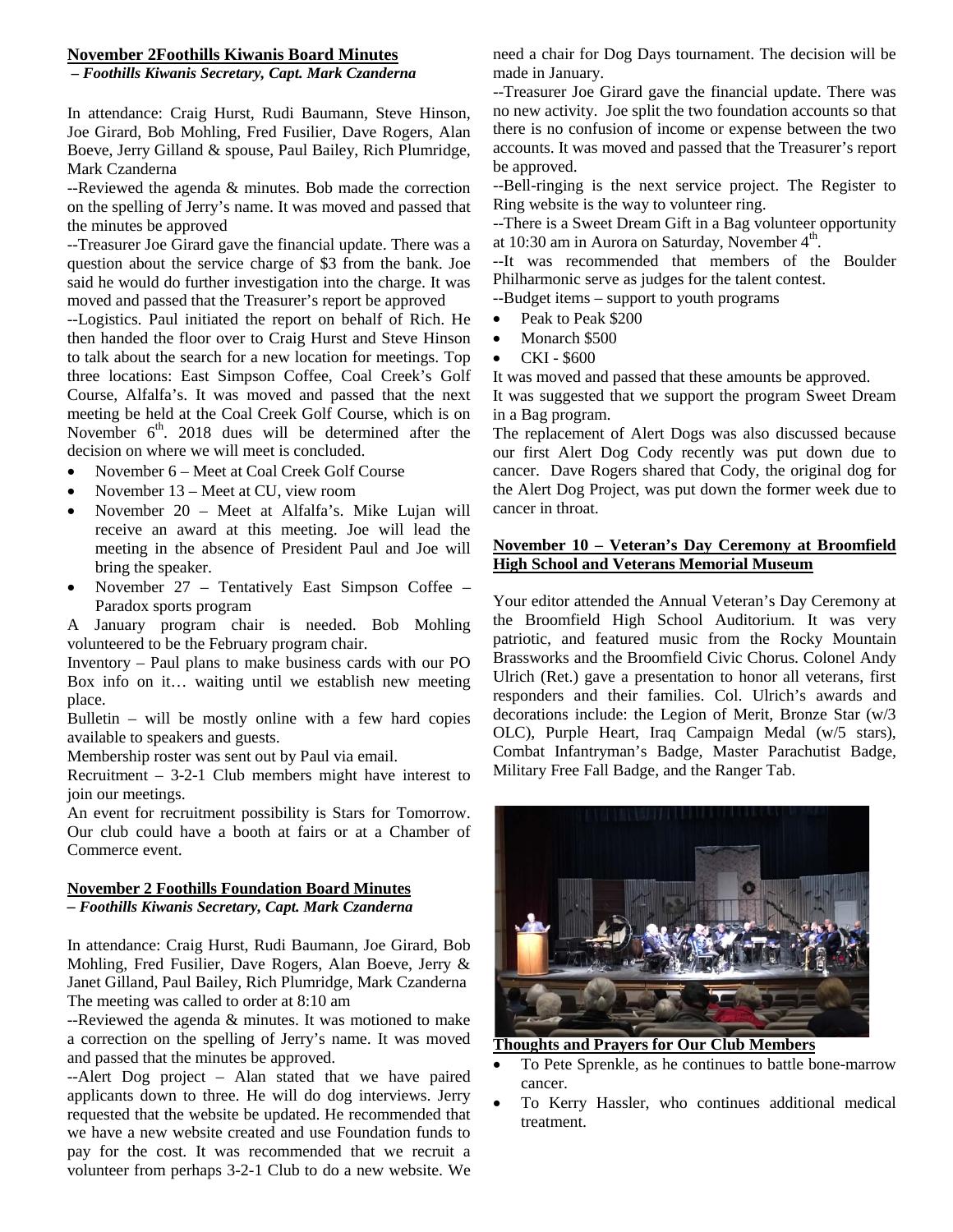## November 2Foothills Kiwanis Board Minutes

***– Foothills Kiwanis Secretary, Capt. Mark Czanderna***

In attendance: Craig Hurst, Rudi Baumann, Steve Hinson, Joe Girard, Bob Mohling, Fred Fusilier, Dave Rogers, Alan Boeve, Jerry Gilland & spouse, Paul Bailey, Rich Plumridge, Mark Czanderna

--Reviewed the agenda & minutes. Bob made the correction on the spelling of Jerry's name. It was moved and passed that the minutes be approved

--Treasurer Joe Girard gave the financial update. There was a question about the service charge of $3 from the bank. Joe said he would do further investigation into the charge. It was moved and passed that the Treasurer's report be approved

--Logistics. Paul initiated the report on behalf of Rich. He then handed the floor over to Craig Hurst and Steve Hinson to talk about the search for a new location for meetings. Top three locations: East Simpson Coffee, Coal Creek's Golf Course, Alfalfa's. It was moved and passed that the next meeting be held at the Coal Creek Golf Course, which is on November 6th. 2018 dues will be determined after the decision on where we will meet is concluded.

- November 6 – Meet at Coal Creek Golf Course
- November 13 – Meet at CU, view room
- November 20 – Meet at Alfalfa's. Mike Lujan will receive an award at this meeting. Joe will lead the meeting in the absence of President Paul and Joe will bring the speaker.
- November 27 – Tentatively East Simpson Coffee – Paradox sports program

A January program chair is needed. Bob Mohling volunteered to be the February program chair.

Inventory – Paul plans to make business cards with our PO Box info on it… waiting until we establish new meeting place.

Bulletin – will be mostly online with a few hard copies available to speakers and guests.

Membership roster was sent out by Paul via email.

Recruitment – 3-2-1 Club members might have interest to join our meetings.

An event for recruitment possibility is Stars for Tomorrow. Our club could have a booth at fairs or at a Chamber of Commerce event.

## November 2 Foothills Foundation Board Minutes

***– Foothills Kiwanis Secretary, Capt. Mark Czanderna***

In attendance: Craig Hurst, Rudi Baumann, Joe Girard, Bob Mohling, Fred Fusilier, Dave Rogers, Alan Boeve, Jerry & Janet Gilland, Paul Bailey, Rich Plumridge, Mark Czanderna

The meeting was called to order at 8:10 am

--Reviewed the agenda & minutes. It was motioned to make a correction on the spelling of Jerry's name. It was moved and passed that the minutes be approved.

--Alert Dog project – Alan stated that we have paired applicants down to three. He will do dog interviews. Jerry requested that the website be updated. He recommended that we have a new website created and use Foundation funds to pay for the cost. It was recommended that we recruit a volunteer from perhaps 3-2-1 Club to do a new website. We need a chair for Dog Days tournament. The decision will be made in January.

--Treasurer Joe Girard gave the financial update. There was no new activity. Joe split the two foundation accounts so that there is no confusion of income or expense between the two accounts. It was moved and passed that the Treasurer's report be approved.

--Bell-ringing is the next service project. The Register to Ring website is the way to volunteer ring.

--There is a Sweet Dream Gift in a Bag volunteer opportunity at 10:30 am in Aurora on Saturday, November 4th.

--It was recommended that members of the Boulder Philharmonic serve as judges for the talent contest.

--Budget items – support to youth programs

- Peak to Peak $200
- Monarch $500
- CKI - $600

It was moved and passed that these amounts be approved.

It was suggested that we support the program Sweet Dream in a Bag program.

The replacement of Alert Dogs was also discussed because our first Alert Dog Cody recently was put down due to cancer. Dave Rogers shared that Cody, the original dog for the Alert Dog Project, was put down the former week due to cancer in throat.

## November 10 – Veteran's Day Ceremony at Broomfield High School and Veterans Memorial Museum

Your editor attended the Annual Veteran's Day Ceremony at the Broomfield High School Auditorium. It was very patriotic, and featured music from the Rocky Mountain Brassworks and the Broomfield Civic Chorus. Colonel Andy Ulrich (Ret.) gave a presentation to honor all veterans, first responders and their families. Col. Ulrich's awards and decorations include: the Legion of Merit, Bronze Star (w/3 OLC), Purple Heart, Iraq Campaign Medal (w/5 stars), Combat Infantryman's Badge, Master Parachutist Badge, Military Free Fall Badge, and the Ranger Tab.

## Thoughts and Prayers for Our Club Members

- To Pete Sprenkle, as he continues to battle bone-marrow cancer.
- To Kerry Hassler, who continues additional medical treatment.